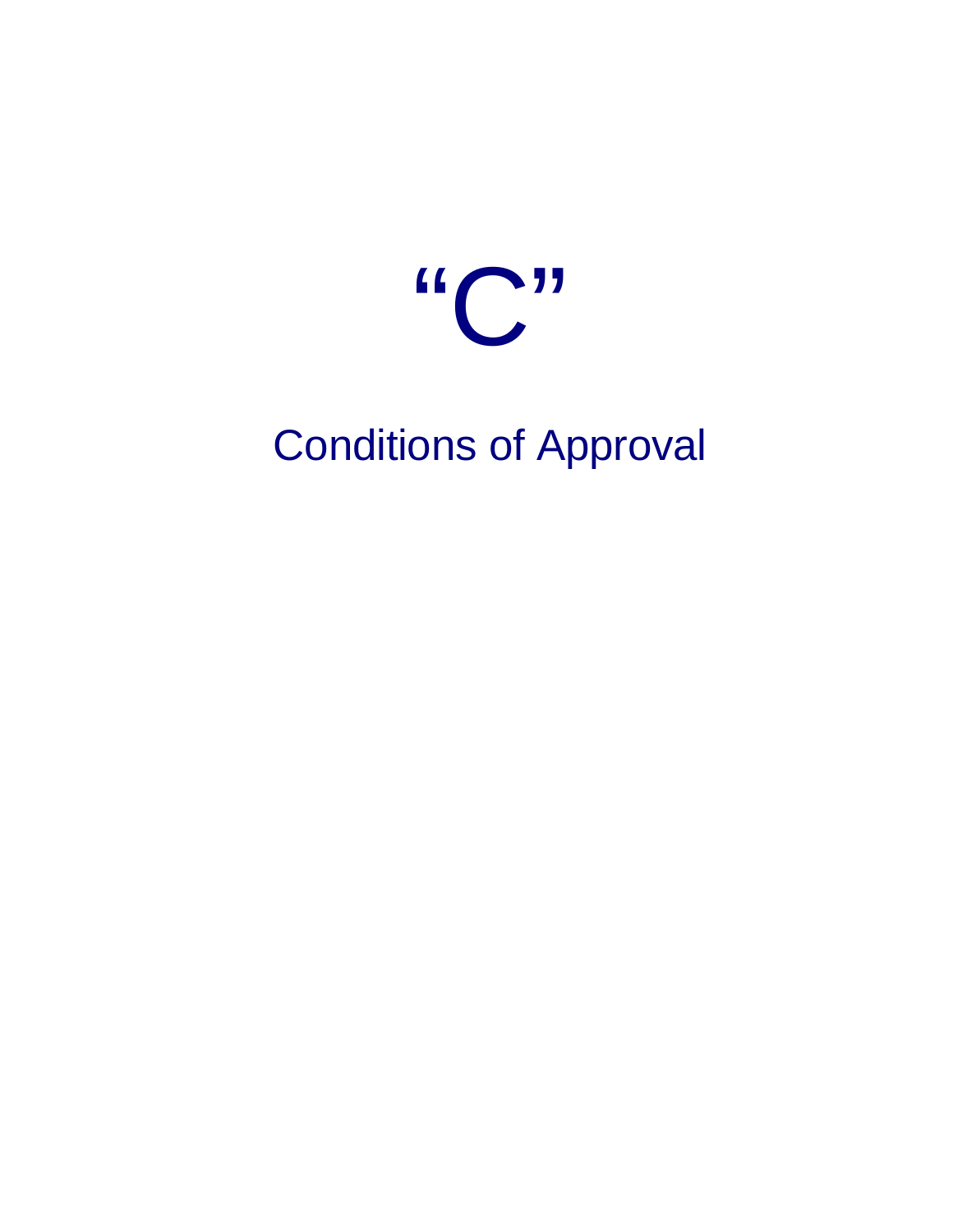# “C”

## Conditions of Approval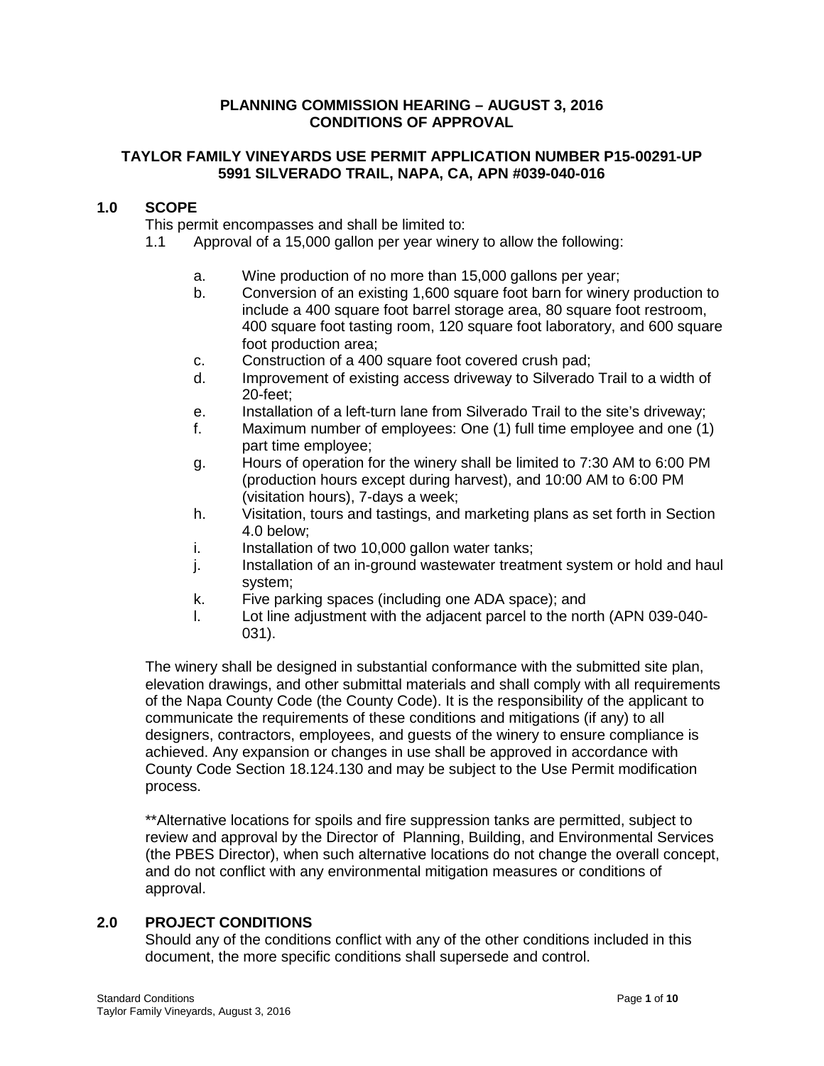**PLANNING COMMISSION HEARING – AUGUST 3, 2016**
**CONDITIONS OF APPROVAL**

**TAYLOR FAMILY VINEYARDS USE PERMIT APPLICATION NUMBER P15-00291-UP**
**5991 SILVERADO TRAIL, NAPA, CA, APN #039-040-016**

## 1.0 SCOPE

This permit encompasses and shall be limited to:

1.1 Approval of a 15,000 gallon per year winery to allow the following:

a. Wine production of no more than 15,000 gallons per year;

b. Conversion of an existing 1,600 square foot barn for winery production to include a 400 square foot barrel storage area, 80 square foot restroom, 400 square foot tasting room, 120 square foot laboratory, and 600 square foot production area;

c. Construction of a 400 square foot covered crush pad;

d. Improvement of existing access driveway to Silverado Trail to a width of 20-feet;

e. Installation of a left-turn lane from Silverado Trail to the site's driveway;

f. Maximum number of employees: One (1) full time employee and one (1) part time employee;

g. Hours of operation for the winery shall be limited to 7:30 AM to 6:00 PM (production hours except during harvest), and 10:00 AM to 6:00 PM (visitation hours), 7-days a week;

h. Visitation, tours and tastings, and marketing plans as set forth in Section 4.0 below;

i. Installation of two 10,000 gallon water tanks;

j. Installation of an in-ground wastewater treatment system or hold and haul system;

k. Five parking spaces (including one ADA space); and

l. Lot line adjustment with the adjacent parcel to the north (APN 039-040-031).

The winery shall be designed in substantial conformance with the submitted site plan, elevation drawings, and other submittal materials and shall comply with all requirements of the Napa County Code (the County Code). It is the responsibility of the applicant to communicate the requirements of these conditions and mitigations (if any) to all designers, contractors, employees, and guests of the winery to ensure compliance is achieved. Any expansion or changes in use shall be approved in accordance with County Code Section 18.124.130 and may be subject to the Use Permit modification process.

**Alternative locations for spoils and fire suppression tanks are permitted, subject to review and approval by the Director of Planning, Building, and Environmental Services (the PBES Director), when such alternative locations do not change the overall concept, and do not conflict with any environmental mitigation measures or conditions of approval.

## 2.0 PROJECT CONDITIONS

Should any of the conditions conflict with any of the other conditions included in this document, the more specific conditions shall supersede and control.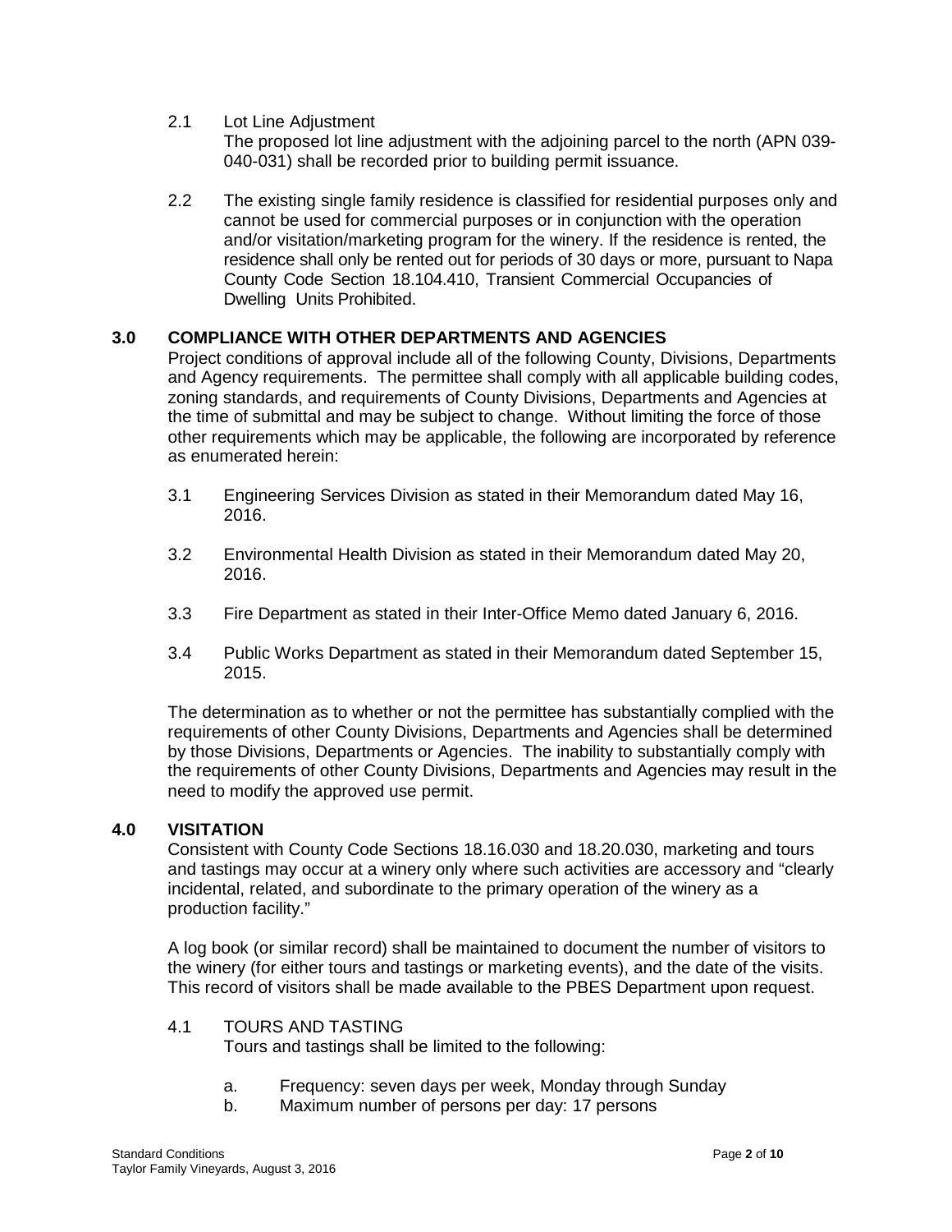2.1 Lot Line Adjustment

The proposed lot line adjustment with the adjoining parcel to the north (APN 039-040-031) shall be recorded prior to building permit issuance.

2.2 The existing single family residence is classified for residential purposes only and cannot be used for commercial purposes or in conjunction with the operation and/or visitation/marketing program for the winery. If the residence is rented, the residence shall only be rented out for periods of 30 days or more, pursuant to Napa County Code Section 18.104.410, Transient Commercial Occupancies of Dwelling Units Prohibited.

## 3.0 COMPLIANCE WITH OTHER DEPARTMENTS AND AGENCIES

Project conditions of approval include all of the following County, Divisions, Departments and Agency requirements. The permittee shall comply with all applicable building codes, zoning standards, and requirements of County Divisions, Departments and Agencies at the time of submittal and may be subject to change. Without limiting the force of those other requirements which may be applicable, the following are incorporated by reference as enumerated herein:

3.1 Engineering Services Division as stated in their Memorandum dated May 16, 2016.

3.2 Environmental Health Division as stated in their Memorandum dated May 20, 2016.

3.3 Fire Department as stated in their Inter-Office Memo dated January 6, 2016.

3.4 Public Works Department as stated in their Memorandum dated September 15, 2015.

The determination as to whether or not the permittee has substantially complied with the requirements of other County Divisions, Departments and Agencies shall be determined by those Divisions, Departments or Agencies. The inability to substantially comply with the requirements of other County Divisions, Departments and Agencies may result in the need to modify the approved use permit.

## 4.0 VISITATION

Consistent with County Code Sections 18.16.030 and 18.20.030, marketing and tours and tastings may occur at a winery only where such activities are accessory and "clearly incidental, related, and subordinate to the primary operation of the winery as a production facility."

A log book (or similar record) shall be maintained to document the number of visitors to the winery (for either tours and tastings or marketing events), and the date of the visits. This record of visitors shall be made available to the PBES Department upon request.

4.1 TOURS AND TASTING

Tours and tastings shall be limited to the following:

a. Frequency: seven days per week, Monday through Sunday
b. Maximum number of persons per day: 17 persons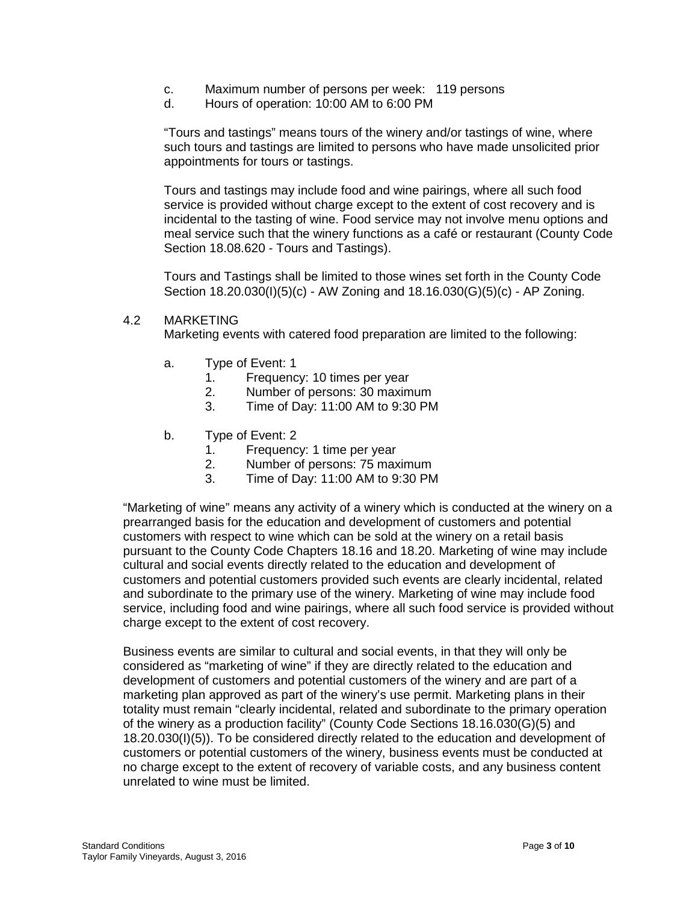c. Maximum number of persons per week: 119 persons
d. Hours of operation: 10:00 AM to 6:00 PM

"Tours and tastings" means tours of the winery and/or tastings of wine, where such tours and tastings are limited to persons who have made unsolicited prior appointments for tours or tastings.

Tours and tastings may include food and wine pairings, where all such food service is provided without charge except to the extent of cost recovery and is incidental to the tasting of wine. Food service may not involve menu options and meal service such that the winery functions as a café or restaurant (County Code Section 18.08.620 - Tours and Tastings).

Tours and Tastings shall be limited to those wines set forth in the County Code Section 18.20.030(I)(5)(c) - AW Zoning and 18.16.030(G)(5)(c) - AP Zoning.

4.2 MARKETING

Marketing events with catered food preparation are limited to the following:

a. Type of Event: 1
   1. Frequency: 10 times per year
   2. Number of persons: 30 maximum
   3. Time of Day: 11:00 AM to 9:30 PM

b. Type of Event: 2
   1. Frequency: 1 time per year
   2. Number of persons: 75 maximum
   3. Time of Day: 11:00 AM to 9:30 PM

"Marketing of wine" means any activity of a winery which is conducted at the winery on a prearranged basis for the education and development of customers and potential customers with respect to wine which can be sold at the winery on a retail basis pursuant to the County Code Chapters 18.16 and 18.20. Marketing of wine may include cultural and social events directly related to the education and development of customers and potential customers provided such events are clearly incidental, related and subordinate to the primary use of the winery. Marketing of wine may include food service, including food and wine pairings, where all such food service is provided without charge except to the extent of cost recovery.

Business events are similar to cultural and social events, in that they will only be considered as "marketing of wine" if they are directly related to the education and development of customers and potential customers of the winery and are part of a marketing plan approved as part of the winery's use permit. Marketing plans in their totality must remain "clearly incidental, related and subordinate to the primary operation of the winery as a production facility" (County Code Sections 18.16.030(G)(5) and 18.20.030(I)(5)). To be considered directly related to the education and development of customers or potential customers of the winery, business events must be conducted at no charge except to the extent of recovery of variable costs, and any business content unrelated to wine must be limited.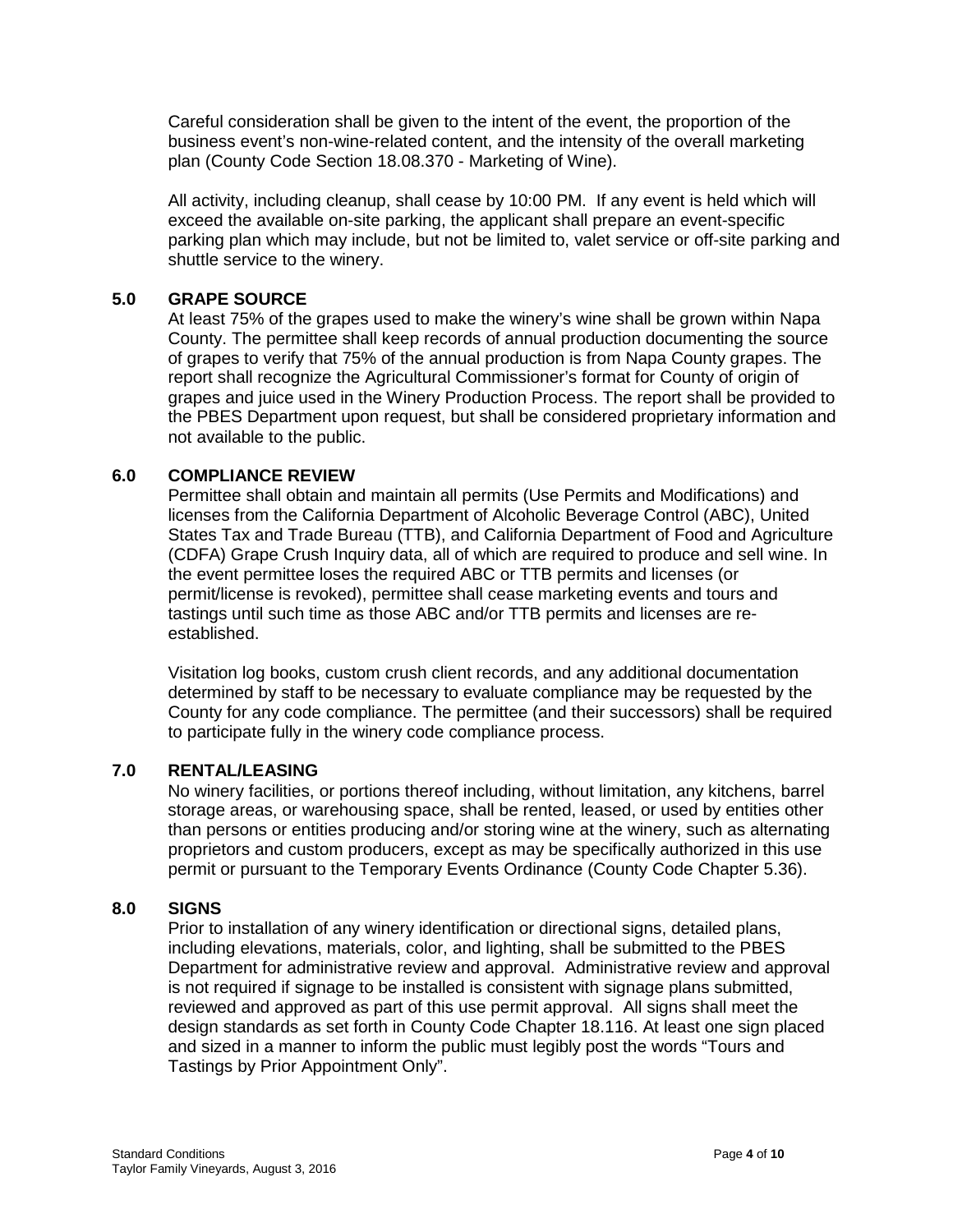Careful consideration shall be given to the intent of the event, the proportion of the business event's non-wine-related content, and the intensity of the overall marketing plan (County Code Section 18.08.370 - Marketing of Wine).

All activity, including cleanup, shall cease by 10:00 PM. If any event is held which will exceed the available on-site parking, the applicant shall prepare an event-specific parking plan which may include, but not be limited to, valet service or off-site parking and shuttle service to the winery.

## 5.0 GRAPE SOURCE

At least 75% of the grapes used to make the winery's wine shall be grown within Napa County. The permittee shall keep records of annual production documenting the source of grapes to verify that 75% of the annual production is from Napa County grapes. The report shall recognize the Agricultural Commissioner's format for County of origin of grapes and juice used in the Winery Production Process. The report shall be provided to the PBES Department upon request, but shall be considered proprietary information and not available to the public.

## 6.0 COMPLIANCE REVIEW

Permittee shall obtain and maintain all permits (Use Permits and Modifications) and licenses from the California Department of Alcoholic Beverage Control (ABC), United States Tax and Trade Bureau (TTB), and California Department of Food and Agriculture (CDFA) Grape Crush Inquiry data, all of which are required to produce and sell wine. In the event permittee loses the required ABC or TTB permits and licenses (or permit/license is revoked), permittee shall cease marketing events and tours and tastings until such time as those ABC and/or TTB permits and licenses are re-established.

Visitation log books, custom crush client records, and any additional documentation determined by staff to be necessary to evaluate compliance may be requested by the County for any code compliance. The permittee (and their successors) shall be required to participate fully in the winery code compliance process.

## 7.0 RENTAL/LEASING

No winery facilities, or portions thereof including, without limitation, any kitchens, barrel storage areas, or warehousing space, shall be rented, leased, or used by entities other than persons or entities producing and/or storing wine at the winery, such as alternating proprietors and custom producers, except as may be specifically authorized in this use permit or pursuant to the Temporary Events Ordinance (County Code Chapter 5.36).

## 8.0 SIGNS

Prior to installation of any winery identification or directional signs, detailed plans, including elevations, materials, color, and lighting, shall be submitted to the PBES Department for administrative review and approval. Administrative review and approval is not required if signage to be installed is consistent with signage plans submitted, reviewed and approved as part of this use permit approval. All signs shall meet the design standards as set forth in County Code Chapter 18.116. At least one sign placed and sized in a manner to inform the public must legibly post the words "Tours and Tastings by Prior Appointment Only".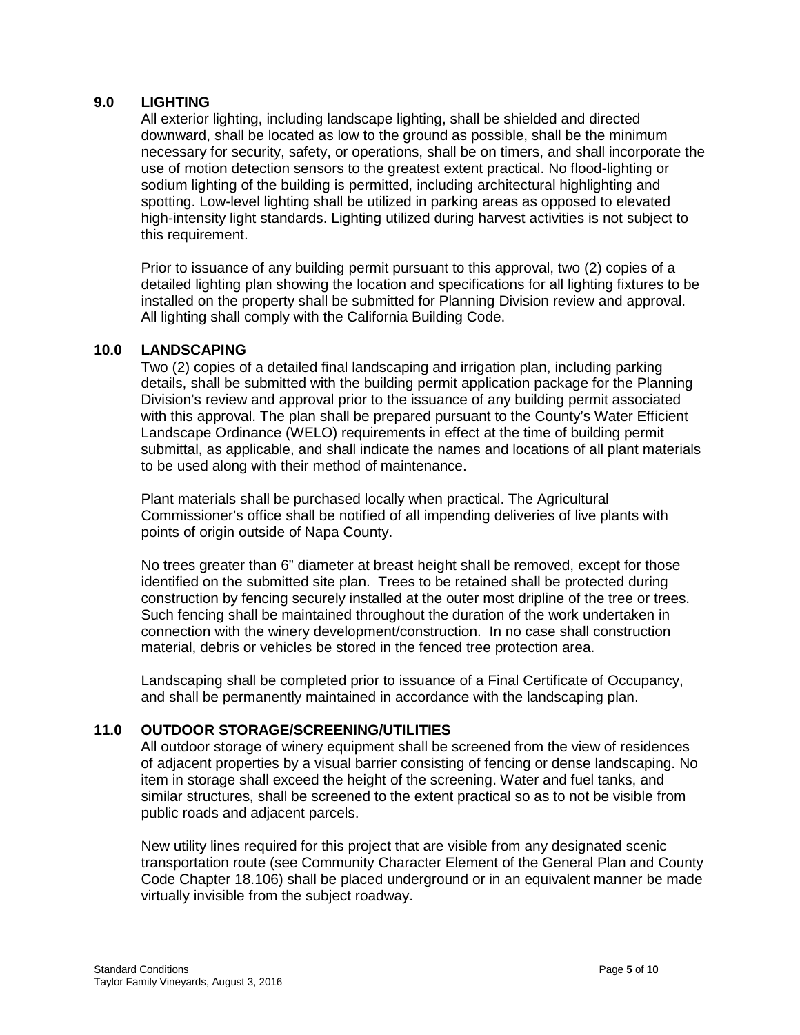## 9.0 LIGHTING

All exterior lighting, including landscape lighting, shall be shielded and directed downward, shall be located as low to the ground as possible, shall be the minimum necessary for security, safety, or operations, shall be on timers, and shall incorporate the use of motion detection sensors to the greatest extent practical. No flood-lighting or sodium lighting of the building is permitted, including architectural highlighting and spotting. Low-level lighting shall be utilized in parking areas as opposed to elevated high-intensity light standards. Lighting utilized during harvest activities is not subject to this requirement.

Prior to issuance of any building permit pursuant to this approval, two (2) copies of a detailed lighting plan showing the location and specifications for all lighting fixtures to be installed on the property shall be submitted for Planning Division review and approval. All lighting shall comply with the California Building Code.

## 10.0 LANDSCAPING

Two (2) copies of a detailed final landscaping and irrigation plan, including parking details, shall be submitted with the building permit application package for the Planning Division's review and approval prior to the issuance of any building permit associated with this approval. The plan shall be prepared pursuant to the County's Water Efficient Landscape Ordinance (WELO) requirements in effect at the time of building permit submittal, as applicable, and shall indicate the names and locations of all plant materials to be used along with their method of maintenance.

Plant materials shall be purchased locally when practical. The Agricultural Commissioner's office shall be notified of all impending deliveries of live plants with points of origin outside of Napa County.

No trees greater than 6" diameter at breast height shall be removed, except for those identified on the submitted site plan. Trees to be retained shall be protected during construction by fencing securely installed at the outer most dripline of the tree or trees. Such fencing shall be maintained throughout the duration of the work undertaken in connection with the winery development/construction. In no case shall construction material, debris or vehicles be stored in the fenced tree protection area.

Landscaping shall be completed prior to issuance of a Final Certificate of Occupancy, and shall be permanently maintained in accordance with the landscaping plan.

## 11.0 OUTDOOR STORAGE/SCREENING/UTILITIES

All outdoor storage of winery equipment shall be screened from the view of residences of adjacent properties by a visual barrier consisting of fencing or dense landscaping. No item in storage shall exceed the height of the screening. Water and fuel tanks, and similar structures, shall be screened to the extent practical so as to not be visible from public roads and adjacent parcels.

New utility lines required for this project that are visible from any designated scenic transportation route (see Community Character Element of the General Plan and County Code Chapter 18.106) shall be placed underground or in an equivalent manner be made virtually invisible from the subject roadway.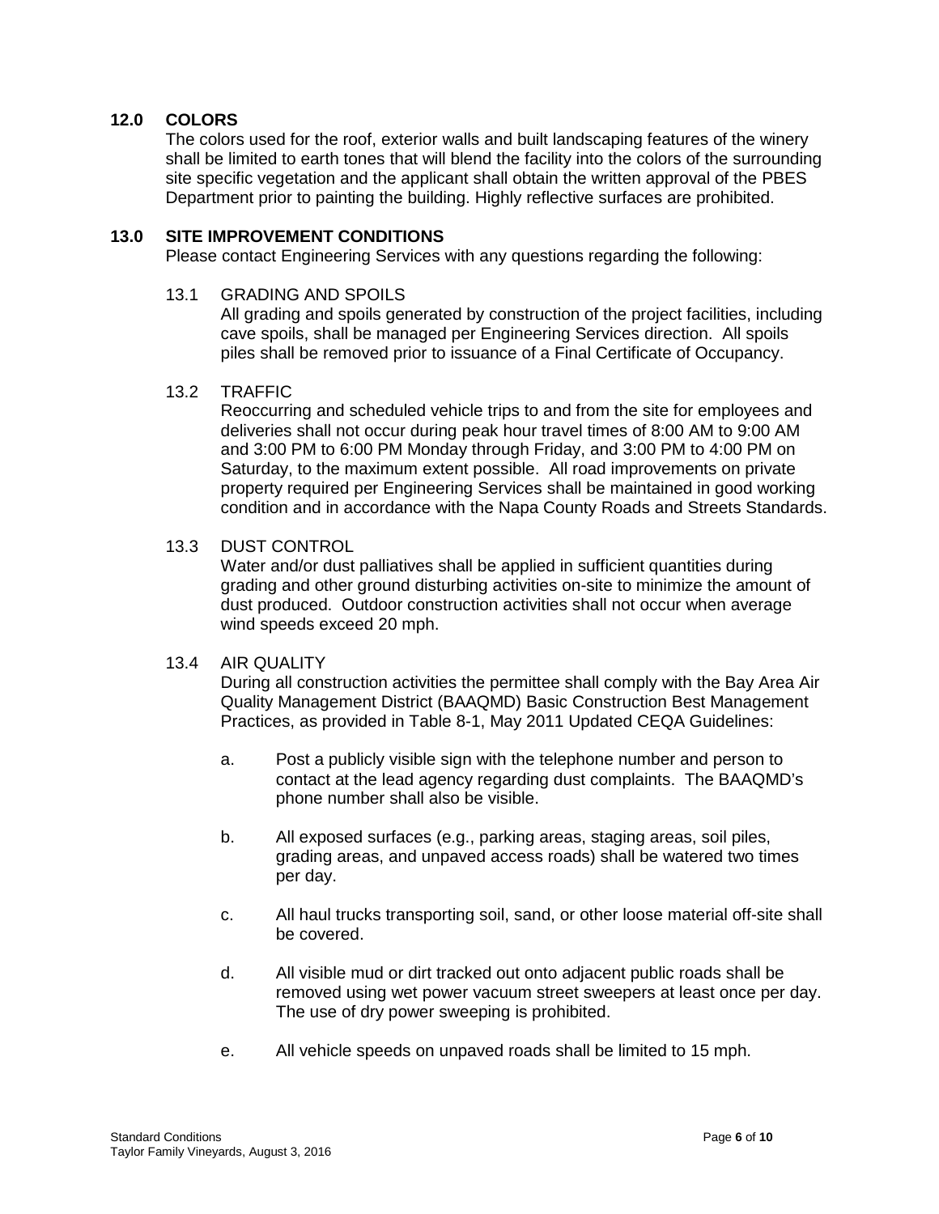## 12.0 COLORS

The colors used for the roof, exterior walls and built landscaping features of the winery shall be limited to earth tones that will blend the facility into the colors of the surrounding site specific vegetation and the applicant shall obtain the written approval of the PBES Department prior to painting the building. Highly reflective surfaces are prohibited.

## 13.0 SITE IMPROVEMENT CONDITIONS

Please contact Engineering Services with any questions regarding the following:

### 13.1 GRADING AND SPOILS

All grading and spoils generated by construction of the project facilities, including cave spoils, shall be managed per Engineering Services direction. All spoils piles shall be removed prior to issuance of a Final Certificate of Occupancy.

### 13.2 TRAFFIC

Reoccurring and scheduled vehicle trips to and from the site for employees and deliveries shall not occur during peak hour travel times of 8:00 AM to 9:00 AM and 3:00 PM to 6:00 PM Monday through Friday, and 3:00 PM to 4:00 PM on Saturday, to the maximum extent possible. All road improvements on private property required per Engineering Services shall be maintained in good working condition and in accordance with the Napa County Roads and Streets Standards.

### 13.3 DUST CONTROL

Water and/or dust palliatives shall be applied in sufficient quantities during grading and other ground disturbing activities on-site to minimize the amount of dust produced. Outdoor construction activities shall not occur when average wind speeds exceed 20 mph.

### 13.4 AIR QUALITY

During all construction activities the permittee shall comply with the Bay Area Air Quality Management District (BAAQMD) Basic Construction Best Management Practices, as provided in Table 8-1, May 2011 Updated CEQA Guidelines:

a. Post a publicly visible sign with the telephone number and person to contact at the lead agency regarding dust complaints. The BAAQMD's phone number shall also be visible.

b. All exposed surfaces (e.g., parking areas, staging areas, soil piles, grading areas, and unpaved access roads) shall be watered two times per day.

c. All haul trucks transporting soil, sand, or other loose material off-site shall be covered.

d. All visible mud or dirt tracked out onto adjacent public roads shall be removed using wet power vacuum street sweepers at least once per day. The use of dry power sweeping is prohibited.

e. All vehicle speeds on unpaved roads shall be limited to 15 mph.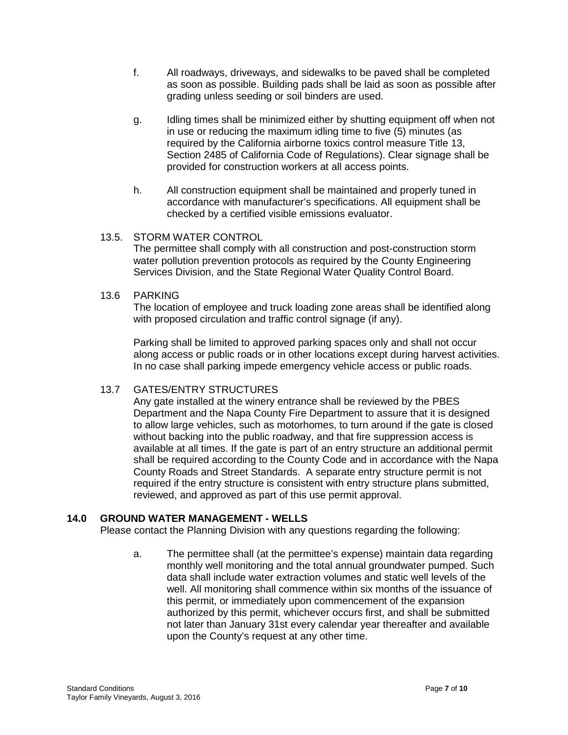f. All roadways, driveways, and sidewalks to be paved shall be completed as soon as possible. Building pads shall be laid as soon as possible after grading unless seeding or soil binders are used.

g. Idling times shall be minimized either by shutting equipment off when not in use or reducing the maximum idling time to five (5) minutes (as required by the California airborne toxics control measure Title 13, Section 2485 of California Code of Regulations). Clear signage shall be provided for construction workers at all access points.

h. All construction equipment shall be maintained and properly tuned in accordance with manufacturer's specifications. All equipment shall be checked by a certified visible emissions evaluator.

13.5. STORM WATER CONTROL

The permittee shall comply with all construction and post-construction storm water pollution prevention protocols as required by the County Engineering Services Division, and the State Regional Water Quality Control Board.

13.6 PARKING

The location of employee and truck loading zone areas shall be identified along with proposed circulation and traffic control signage (if any).

Parking shall be limited to approved parking spaces only and shall not occur along access or public roads or in other locations except during harvest activities. In no case shall parking impede emergency vehicle access or public roads.

13.7 GATES/ENTRY STRUCTURES

Any gate installed at the winery entrance shall be reviewed by the PBES Department and the Napa County Fire Department to assure that it is designed to allow large vehicles, such as motorhomes, to turn around if the gate is closed without backing into the public roadway, and that fire suppression access is available at all times. If the gate is part of an entry structure an additional permit shall be required according to the County Code and in accordance with the Napa County Roads and Street Standards. A separate entry structure permit is not required if the entry structure is consistent with entry structure plans submitted, reviewed, and approved as part of this use permit approval.

## 14.0 GROUND WATER MANAGEMENT - WELLS

Please contact the Planning Division with any questions regarding the following:

a. The permittee shall (at the permittee's expense) maintain data regarding monthly well monitoring and the total annual groundwater pumped. Such data shall include water extraction volumes and static well levels of the well. All monitoring shall commence within six months of the issuance of this permit, or immediately upon commencement of the expansion authorized by this permit, whichever occurs first, and shall be submitted not later than January 31st every calendar year thereafter and available upon the County's request at any other time.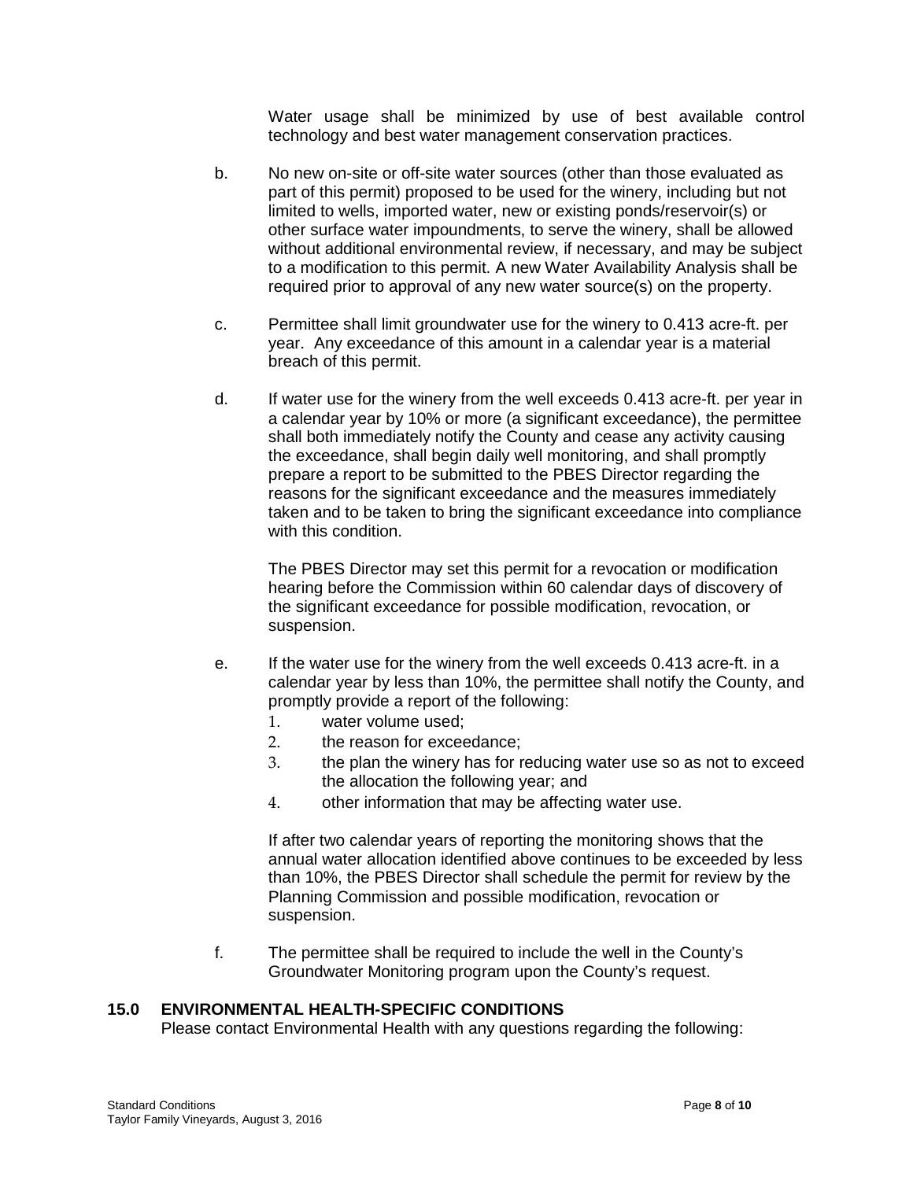Water usage shall be minimized by use of best available control technology and best water management conservation practices.

b. No new on-site or off-site water sources (other than those evaluated as part of this permit) proposed to be used for the winery, including but not limited to wells, imported water, new or existing ponds/reservoir(s) or other surface water impoundments, to serve the winery, shall be allowed without additional environmental review, if necessary, and may be subject to a modification to this permit. A new Water Availability Analysis shall be required prior to approval of any new water source(s) on the property.

c. Permittee shall limit groundwater use for the winery to 0.413 acre-ft. per year. Any exceedance of this amount in a calendar year is a material breach of this permit.

d. If water use for the winery from the well exceeds 0.413 acre-ft. per year in a calendar year by 10% or more (a significant exceedance), the permittee shall both immediately notify the County and cease any activity causing the exceedance, shall begin daily well monitoring, and shall promptly prepare a report to be submitted to the PBES Director regarding the reasons for the significant exceedance and the measures immediately taken and to be taken to bring the significant exceedance into compliance with this condition.

   The PBES Director may set this permit for a revocation or modification hearing before the Commission within 60 calendar days of discovery of the significant exceedance for possible modification, revocation, or suspension.

e. If the water use for the winery from the well exceeds 0.413 acre-ft. in a calendar year by less than 10%, the permittee shall notify the County, and promptly provide a report of the following:
   1. water volume used;
   2. the reason for exceedance;
   3. the plan the winery has for reducing water use so as not to exceed the allocation the following year; and
   4. other information that may be affecting water use.

   If after two calendar years of reporting the monitoring shows that the annual water allocation identified above continues to be exceeded by less than 10%, the PBES Director shall schedule the permit for review by the Planning Commission and possible modification, revocation or suspension.

f. The permittee shall be required to include the well in the County's Groundwater Monitoring program upon the County's request.

## 15.0 ENVIRONMENTAL HEALTH-SPECIFIC CONDITIONS

Please contact Environmental Health with any questions regarding the following: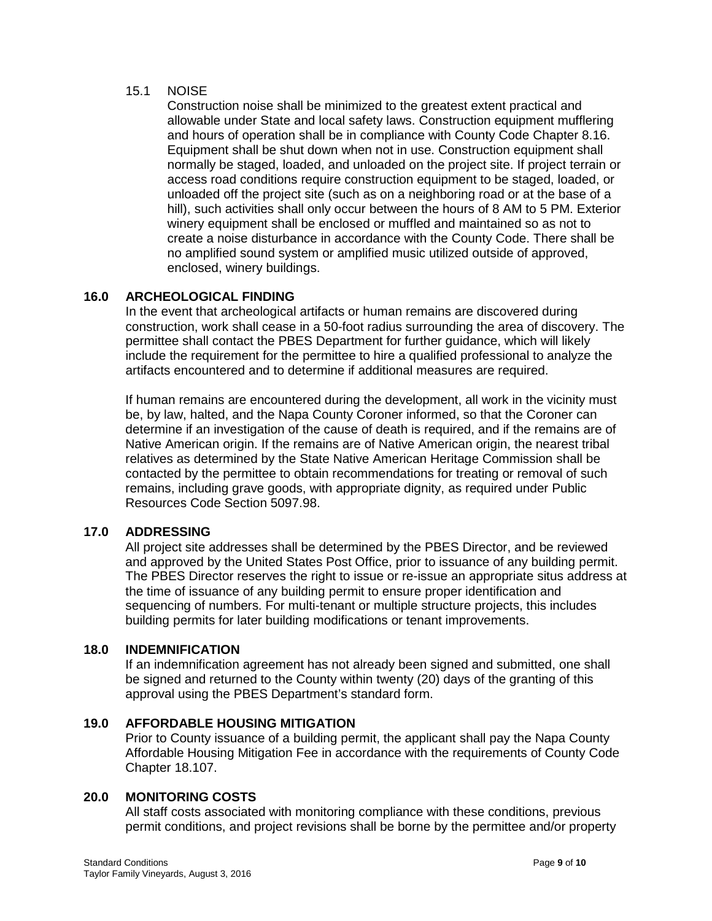15.1 NOISE

Construction noise shall be minimized to the greatest extent practical and allowable under State and local safety laws. Construction equipment mufflering and hours of operation shall be in compliance with County Code Chapter 8.16. Equipment shall be shut down when not in use. Construction equipment shall normally be staged, loaded, and unloaded on the project site. If project terrain or access road conditions require construction equipment to be staged, loaded, or unloaded off the project site (such as on a neighboring road or at the base of a hill), such activities shall only occur between the hours of 8 AM to 5 PM. Exterior winery equipment shall be enclosed or muffled and maintained so as not to create a noise disturbance in accordance with the County Code. There shall be no amplified sound system or amplified music utilized outside of approved, enclosed, winery buildings.

## 16.0 ARCHEOLOGICAL FINDING

In the event that archeological artifacts or human remains are discovered during construction, work shall cease in a 50-foot radius surrounding the area of discovery. The permittee shall contact the PBES Department for further guidance, which will likely include the requirement for the permittee to hire a qualified professional to analyze the artifacts encountered and to determine if additional measures are required.

If human remains are encountered during the development, all work in the vicinity must be, by law, halted, and the Napa County Coroner informed, so that the Coroner can determine if an investigation of the cause of death is required, and if the remains are of Native American origin. If the remains are of Native American origin, the nearest tribal relatives as determined by the State Native American Heritage Commission shall be contacted by the permittee to obtain recommendations for treating or removal of such remains, including grave goods, with appropriate dignity, as required under Public Resources Code Section 5097.98.

## 17.0 ADDRESSING

All project site addresses shall be determined by the PBES Director, and be reviewed and approved by the United States Post Office, prior to issuance of any building permit. The PBES Director reserves the right to issue or re-issue an appropriate situs address at the time of issuance of any building permit to ensure proper identification and sequencing of numbers. For multi-tenant or multiple structure projects, this includes building permits for later building modifications or tenant improvements.

## 18.0 INDEMNIFICATION

If an indemnification agreement has not already been signed and submitted, one shall be signed and returned to the County within twenty (20) days of the granting of this approval using the PBES Department's standard form.

## 19.0 AFFORDABLE HOUSING MITIGATION

Prior to County issuance of a building permit, the applicant shall pay the Napa County Affordable Housing Mitigation Fee in accordance with the requirements of County Code Chapter 18.107.

## 20.0 MONITORING COSTS

All staff costs associated with monitoring compliance with these conditions, previous permit conditions, and project revisions shall be borne by the permittee and/or property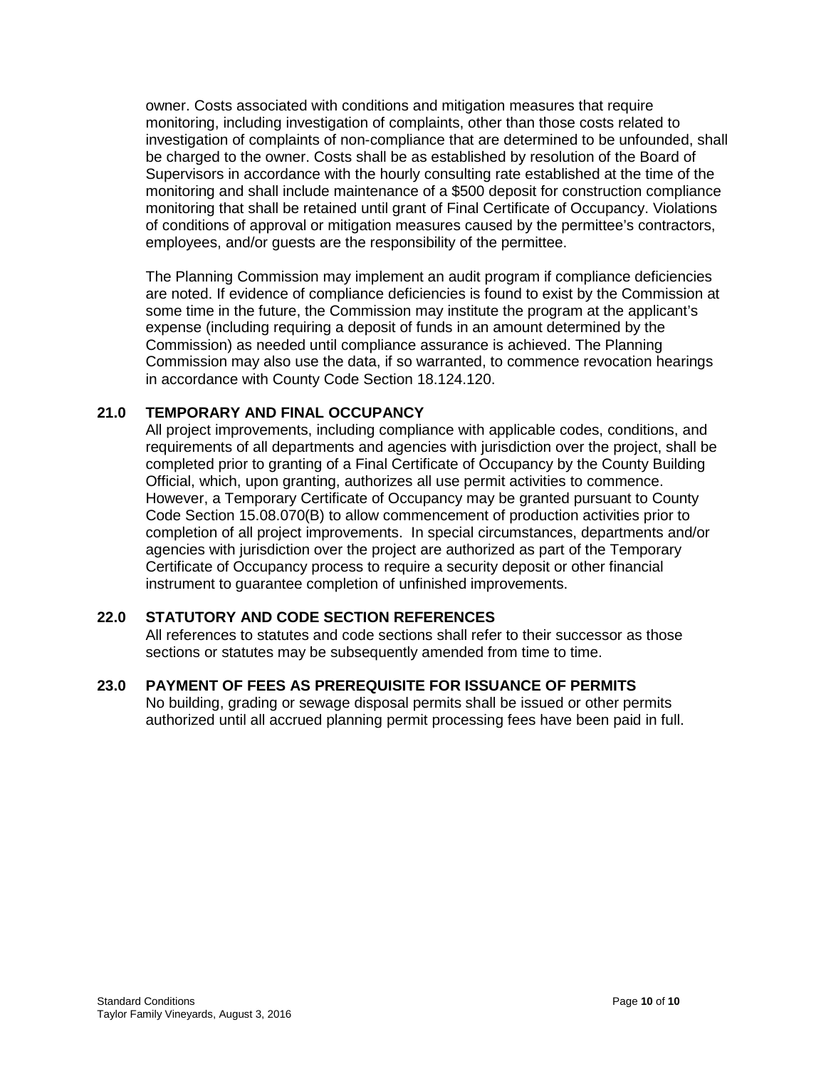owner. Costs associated with conditions and mitigation measures that require monitoring, including investigation of complaints, other than those costs related to investigation of complaints of non-compliance that are determined to be unfounded, shall be charged to the owner. Costs shall be as established by resolution of the Board of Supervisors in accordance with the hourly consulting rate established at the time of the monitoring and shall include maintenance of a $500 deposit for construction compliance monitoring that shall be retained until grant of Final Certificate of Occupancy. Violations of conditions of approval or mitigation measures caused by the permittee's contractors, employees, and/or guests are the responsibility of the permittee.

The Planning Commission may implement an audit program if compliance deficiencies are noted. If evidence of compliance deficiencies is found to exist by the Commission at some time in the future, the Commission may institute the program at the applicant's expense (including requiring a deposit of funds in an amount determined by the Commission) as needed until compliance assurance is achieved. The Planning Commission may also use the data, if so warranted, to commence revocation hearings in accordance with County Code Section 18.124.120.

**21.0 TEMPORARY AND FINAL OCCUPANCY**

All project improvements, including compliance with applicable codes, conditions, and requirements of all departments and agencies with jurisdiction over the project, shall be completed prior to granting of a Final Certificate of Occupancy by the County Building Official, which, upon granting, authorizes all use permit activities to commence. However, a Temporary Certificate of Occupancy may be granted pursuant to County Code Section 15.08.070(B) to allow commencement of production activities prior to completion of all project improvements. In special circumstances, departments and/or agencies with jurisdiction over the project are authorized as part of the Temporary Certificate of Occupancy process to require a security deposit or other financial instrument to guarantee completion of unfinished improvements.

**22.0 STATUTORY AND CODE SECTION REFERENCES**

All references to statutes and code sections shall refer to their successor as those sections or statutes may be subsequently amended from time to time.

**23.0 PAYMENT OF FEES AS PREREQUISITE FOR ISSUANCE OF PERMITS**

No building, grading or sewage disposal permits shall be issued or other permits authorized until all accrued planning permit processing fees have been paid in full.